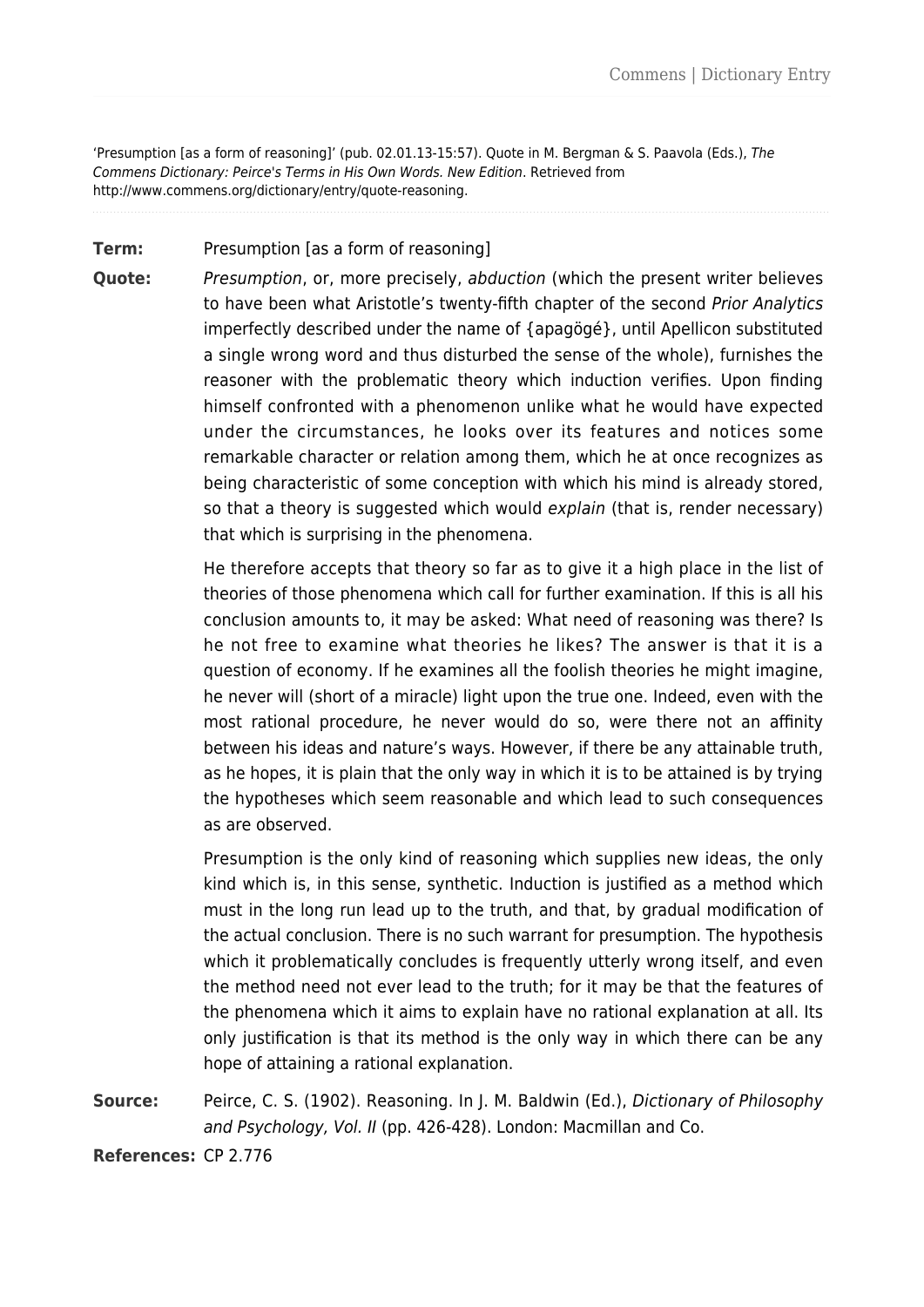'Presumption [as a form of reasoning]' (pub. 02.01.13-15:57). Quote in M. Bergman & S. Paavola (Eds.), *The Commens Dictionary: Peirce's Terms in His Own Words. New Edition*. Retrieved from http://www.commens.org/dictionary/entry/quote-reasoning.

---

**Term:** Presumption [as a form of reasoning]

**Quote:** *Presumption*, or, more precisely, *abduction* (which the present writer believes to have been what Aristotle's twenty-fifth chapter of the second *Prior Analytics* imperfectly described under the name of {apagögé}, until Apellicon substituted a single wrong word and thus disturbed the sense of the whole), furnishes the reasoner with the problematic theory which induction verifies. Upon finding himself confronted with a phenomenon unlike what he would have expected under the circumstances, he looks over its features and notices some remarkable character or relation among them, which he at once recognizes as being characteristic of some conception with which his mind is already stored, so that a theory is suggested which would *explain* (that is, render necessary) that which is surprising in the phenomena.

He therefore accepts that theory so far as to give it a high place in the list of theories of those phenomena which call for further examination. If this is all his conclusion amounts to, it may be asked: What need of reasoning was there? Is he not free to examine what theories he likes? The answer is that it is a question of economy. If he examines all the foolish theories he might imagine, he never will (short of a miracle) light upon the true one. Indeed, even with the most rational procedure, he never would do so, were there not an affinity between his ideas and nature's ways. However, if there be any attainable truth, as he hopes, it is plain that the only way in which it is to be attained is by trying the hypotheses which seem reasonable and which lead to such consequences as are observed.

Presumption is the only kind of reasoning which supplies new ideas, the only kind which is, in this sense, synthetic. Induction is justified as a method which must in the long run lead up to the truth, and that, by gradual modification of the actual conclusion. There is no such warrant for presumption. The hypothesis which it problematically concludes is frequently utterly wrong itself, and even the method need not ever lead to the truth; for it may be that the features of the phenomena which it aims to explain have no rational explanation at all. Its only justification is that its method is the only way in which there can be any hope of attaining a rational explanation.

**Source:** Peirce, C. S. (1902). Reasoning. In J. M. Baldwin (Ed.), *Dictionary of Philosophy and Psychology, Vol. II* (pp. 426-428). London: Macmillan and Co.

**References:** CP 2.776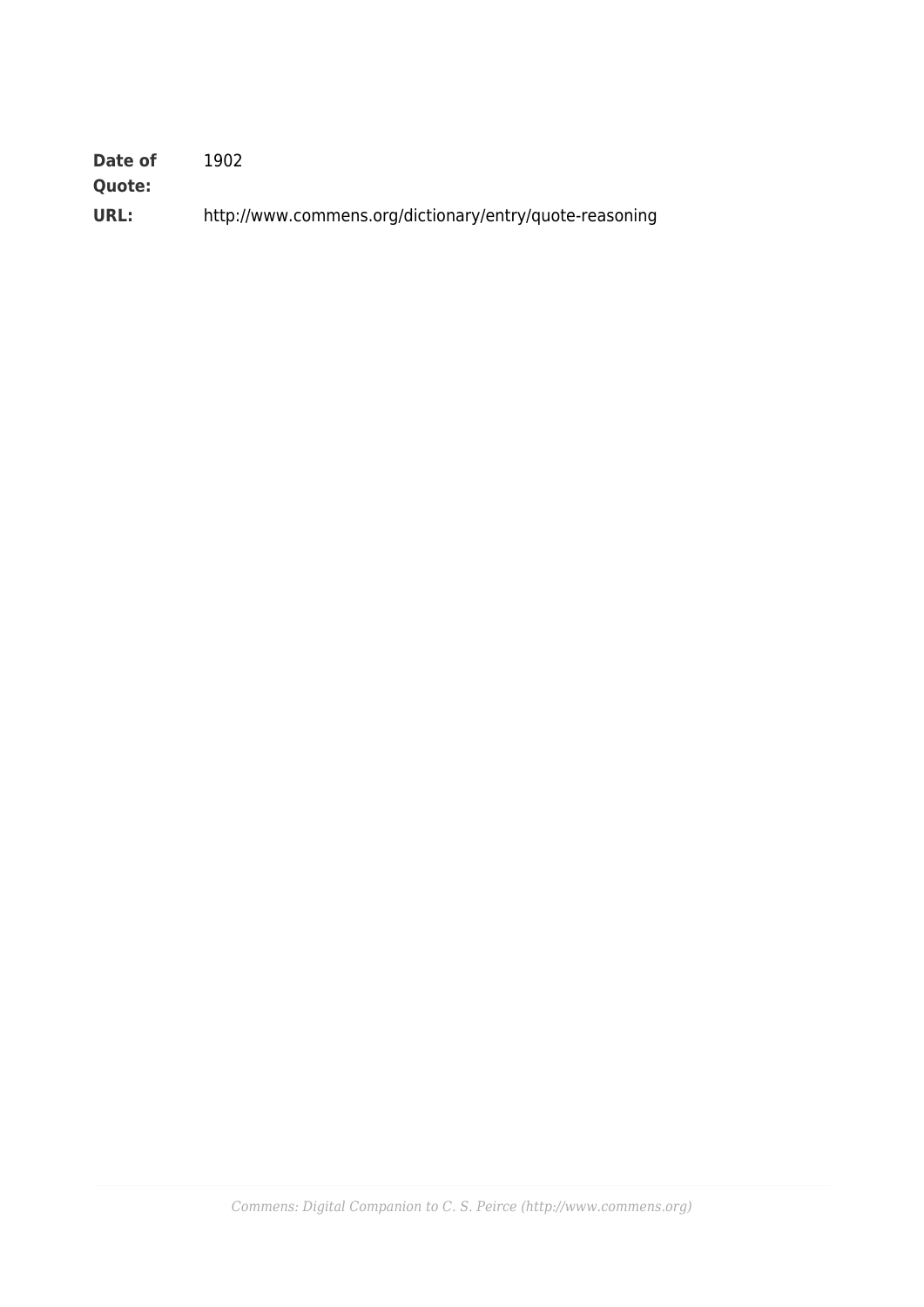| | |
|---|---|
| **Date of Quote:** | 1902 |
| **URL:** | http://www.commens.org/dictionary/entry/quote-reasoning |